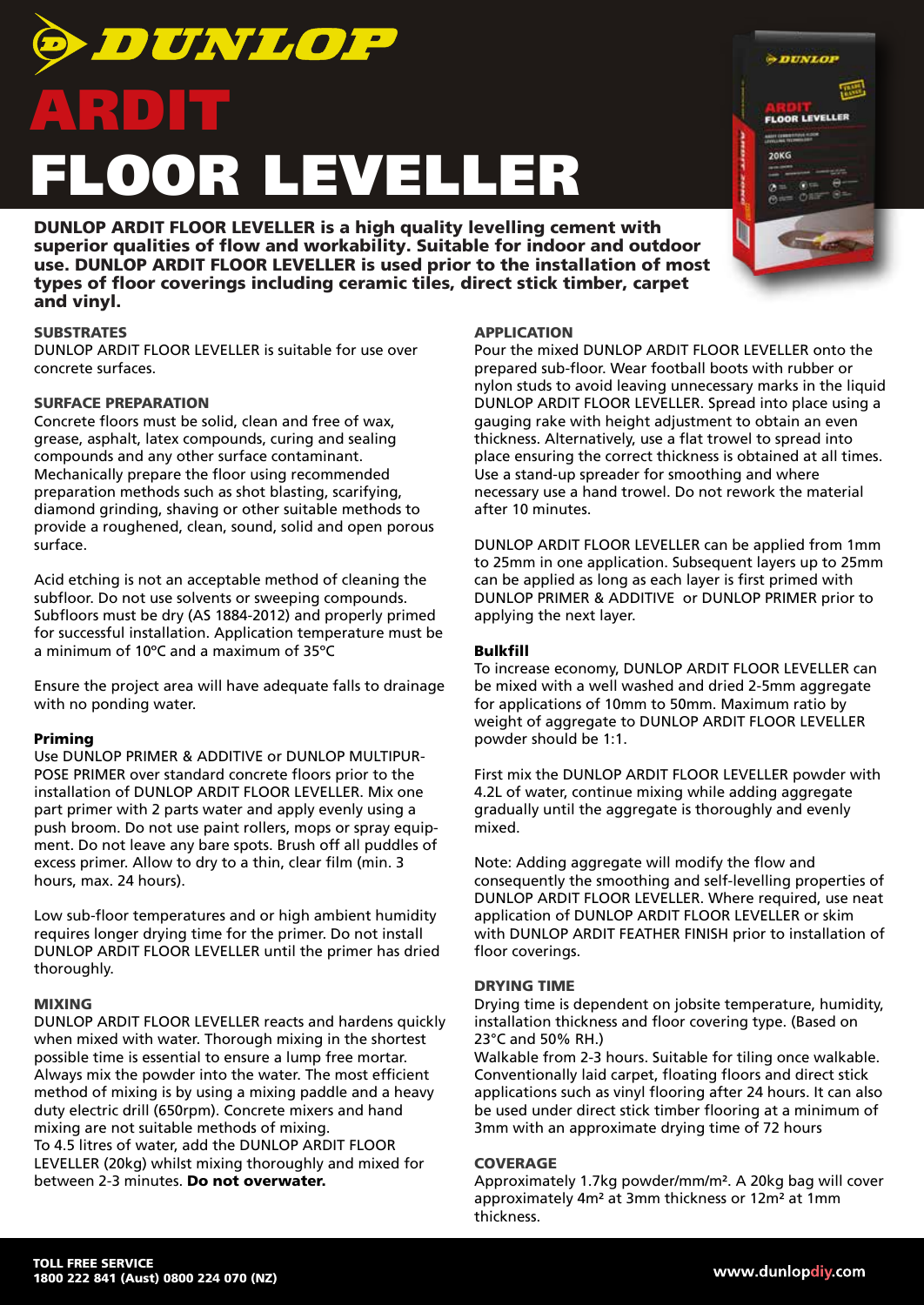# DUNLOP ARDIT FLOOR LEVELLER

**DUNLOP ARDIT FLOOR LEVELLER is a high quality levelling cement with superior qualities of flow and workability. Suitable for indoor and outdoor use. DUNLOP ARDIT FLOOR LEVELLER is used prior to the installation of most types of floor coverings including ceramic tiles, direct stick timber, carpet and vinyl.**

### SUBSTRATES

DUNLOP ARDIT FLOOR LEVELLER is suitable for use over concrete surfaces.

### SURFACE PREPARATION

Concrete floors must be solid, clean and free of wax, grease, asphalt, latex compounds, curing and sealing compounds and any other surface contaminant. Mechanically prepare the floor using recommended preparation methods such as shot blasting, scarifying, diamond grinding, shaving or other suitable methods to provide a roughened, clean, sound, solid and open porous surface.

Acid etching is not an acceptable method of cleaning the subfloor. Do not use solvents or sweeping compounds. Subfloors must be dry (AS 1884-2012) and properly primed for successful installation. Application temperature must be a minimum of 10°C and a maximum of 35°C

Ensure the project area will have adequate falls to drainage with no ponding water.

### Priming

Use DUNLOP PRIMER & ADDITIVE or DUNLOP MULTIPURPOSE PRIMER over standard concrete floors prior to the installation of DUNLOP ARDIT FLOOR LEVELLER. Mix one part primer with 2 parts water and apply evenly using a push broom. Do not use paint rollers, mops or spray equipment. Do not leave any bare spots. Brush off all puddles of excess primer. Allow to dry to a thin, clear film (min. 3 hours, max. 24 hours).

Low sub-floor temperatures and or high ambient humidity requires longer drying time for the primer. Do not install DUNLOP ARDIT FLOOR LEVELLER until the primer has dried thoroughly.

### MIXING

DUNLOP ARDIT FLOOR LEVELLER reacts and hardens quickly when mixed with water. Thorough mixing in the shortest possible time is essential to ensure a lump free mortar. Always mix the powder into the water. The most efficient method of mixing is by using a mixing paddle and a heavy duty electric drill (650rpm). Concrete mixers and hand mixing are not suitable methods of mixing.
To 4.5 litres of water, add the DUNLOP ARDIT FLOOR LEVELLER (20kg) whilst mixing thoroughly and mixed for between 2-3 minutes. **Do not overwater.**

### APPLICATION

Pour the mixed DUNLOP ARDIT FLOOR LEVELLER onto the prepared sub-floor. Wear football boots with rubber or nylon studs to avoid leaving unnecessary marks in the liquid DUNLOP ARDIT FLOOR LEVELLER. Spread into place using a gauging rake with height adjustment to obtain an even thickness. Alternatively, use a flat trowel to spread into place ensuring the correct thickness is obtained at all times. Use a stand-up spreader for smoothing and where necessary use a hand trowel. Do not rework the material after 10 minutes.

DUNLOP ARDIT FLOOR LEVELLER can be applied from 1mm to 25mm in one application. Subsequent layers up to 25mm can be applied as long as each layer is first primed with DUNLOP PRIMER & ADDITIVE or DUNLOP PRIMER prior to applying the next layer.

### Bulkfill

To increase economy, DUNLOP ARDIT FLOOR LEVELLER can be mixed with a well washed and dried 2-5mm aggregate for applications of 10mm to 50mm. Maximum ratio by weight of aggregate to DUNLOP ARDIT FLOOR LEVELLER powder should be 1:1.

First mix the DUNLOP ARDIT FLOOR LEVELLER powder with 4.2L of water, continue mixing while adding aggregate gradually until the aggregate is thoroughly and evenly mixed.

Note: Adding aggregate will modify the flow and consequently the smoothing and self-levelling properties of DUNLOP ARDIT FLOOR LEVELLER. Where required, use neat application of DUNLOP ARDIT FLOOR LEVELLER or skim with DUNLOP ARDIT FEATHER FINISH prior to installation of floor coverings.

### DRYING TIME

Drying time is dependent on jobsite temperature, humidity, installation thickness and floor covering type. (Based on 23°C and 50% RH.)
Walkable from 2-3 hours. Suitable for tiling once walkable. Conventionally laid carpet, floating floors and direct stick applications such as vinyl flooring after 24 hours. It can also be used under direct stick timber flooring at a minimum of 3mm with an approximate drying time of 72 hours

### COVERAGE

Approximately 1.7kg powder/mm/m². A 20kg bag will cover approximately 4m² at 3mm thickness or 12m² at 1mm thickness.

**TOLL FREE SERVICE**
**1800 222 841 (Aust) 0800 224 070 (NZ)**

**www.dunlopdiy.com**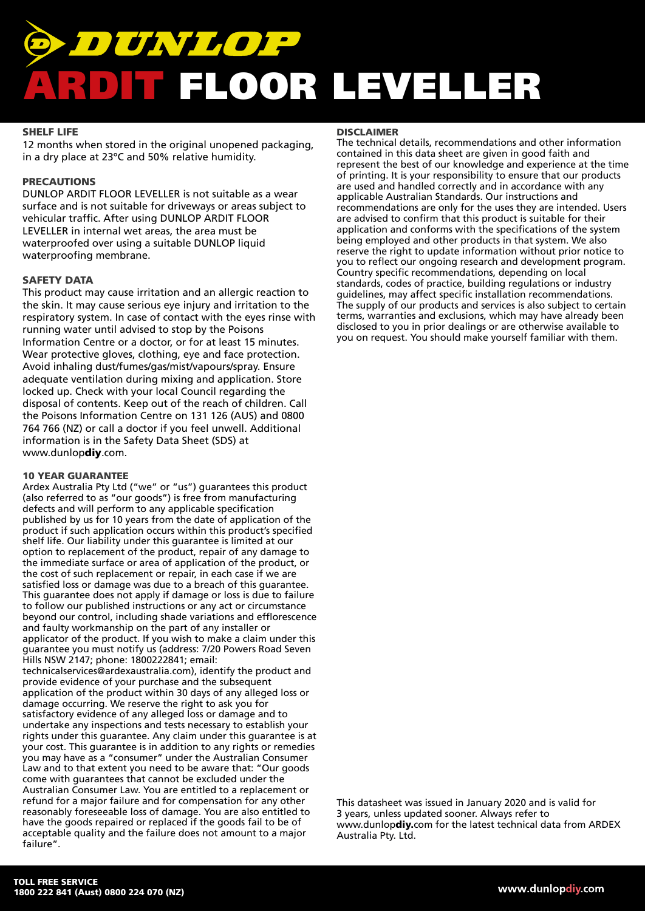# DUNLOP ARDIT FLOOR LEVELLER

## SHELF LIFE

12 months when stored in the original unopened packaging, in a dry place at 23°C and 50% relative humidity.

## PRECAUTIONS

DUNLOP ARDIT FLOOR LEVELLER is not suitable as a wear surface and is not suitable for driveways or areas subject to vehicular traffic. After using DUNLOP ARDIT FLOOR LEVELLER in internal wet areas, the area must be waterproofed over using a suitable DUNLOP liquid waterproofing membrane.

## SAFETY DATA

This product may cause irritation and an allergic reaction to the skin. It may cause serious eye injury and irritation to the respiratory system. In case of contact with the eyes rinse with running water until advised to stop by the Poisons Information Centre or a doctor, or for at least 15 minutes. Wear protective gloves, clothing, eye and face protection. Avoid inhaling dust/fumes/gas/mist/vapours/spray. Ensure adequate ventilation during mixing and application. Store locked up. Check with your local Council regarding the disposal of contents. Keep out of the reach of children. Call the Poisons Information Centre on 131 126 (AUS) and 0800 764 766 (NZ) or call a doctor if you feel unwell. Additional information is in the Safety Data Sheet (SDS) at www.dunlop**diy**.com.

## 10 YEAR GUARANTEE

Ardex Australia Pty Ltd ("we" or "us") guarantees this product (also referred to as "our goods") is free from manufacturing defects and will perform to any applicable specification published by us for 10 years from the date of application of the product if such application occurs within this product's specified shelf life. Our liability under this guarantee is limited at our option to replacement of the product, repair of any damage to the immediate surface or area of application of the product, or the cost of such replacement or repair, in each case if we are satisfied loss or damage was due to a breach of this guarantee. This guarantee does not apply if damage or loss is due to failure to follow our published instructions or any act or circumstance beyond our control, including shade variations and efflorescence and faulty workmanship on the part of any installer or applicator of the product. If you wish to make a claim under this guarantee you must notify us (address: 7/20 Powers Road Seven Hills NSW 2147; phone: 1800222841; email: technicalservices@ardexaustralia.com), identify the product and provide evidence of your purchase and the subsequent application of the product within 30 days of any alleged loss or damage occurring. We reserve the right to ask you for satisfactory evidence of any alleged loss or damage and to undertake any inspections and tests necessary to establish your rights under this guarantee. Any claim under this guarantee is at your cost. This guarantee is in addition to any rights or remedies you may have as a "consumer" under the Australian Consumer Law and to that extent you need to be aware that: "Our goods come with guarantees that cannot be excluded under the Australian Consumer Law. You are entitled to a replacement or refund for a major failure and for compensation for any other reasonably foreseeable loss of damage. You are also entitled to have the goods repaired or replaced if the goods fail to be of acceptable quality and the failure does not amount to a major failure".

## DISCLAIMER

The technical details, recommendations and other information contained in this data sheet are given in good faith and represent the best of our knowledge and experience at the time of printing. It is your responsibility to ensure that our products are used and handled correctly and in accordance with any applicable Australian Standards. Our instructions and recommendations are only for the uses they are intended. Users are advised to confirm that this product is suitable for their application and conforms with the specifications of the system being employed and other products in that system. We also reserve the right to update information without prior notice to you to reflect our ongoing research and development program. Country specific recommendations, depending on local standards, codes of practice, building regulations or industry guidelines, may affect specific installation recommendations. The supply of our products and services is also subject to certain terms, warranties and exclusions, which may have already been disclosed to you in prior dealings or are otherwise available to you on request. You should make yourself familiar with them.

This datasheet was issued in January 2020 and is valid for 3 years, unless updated sooner. Always refer to www.dunlop**diy.**com for the latest technical data from ARDEX Australia Pty. Ltd.

**TOLL FREE SERVICE**
**1800 222 841 (Aust) 0800 224 070 (NZ)**

**www.dunlopdiy.com**